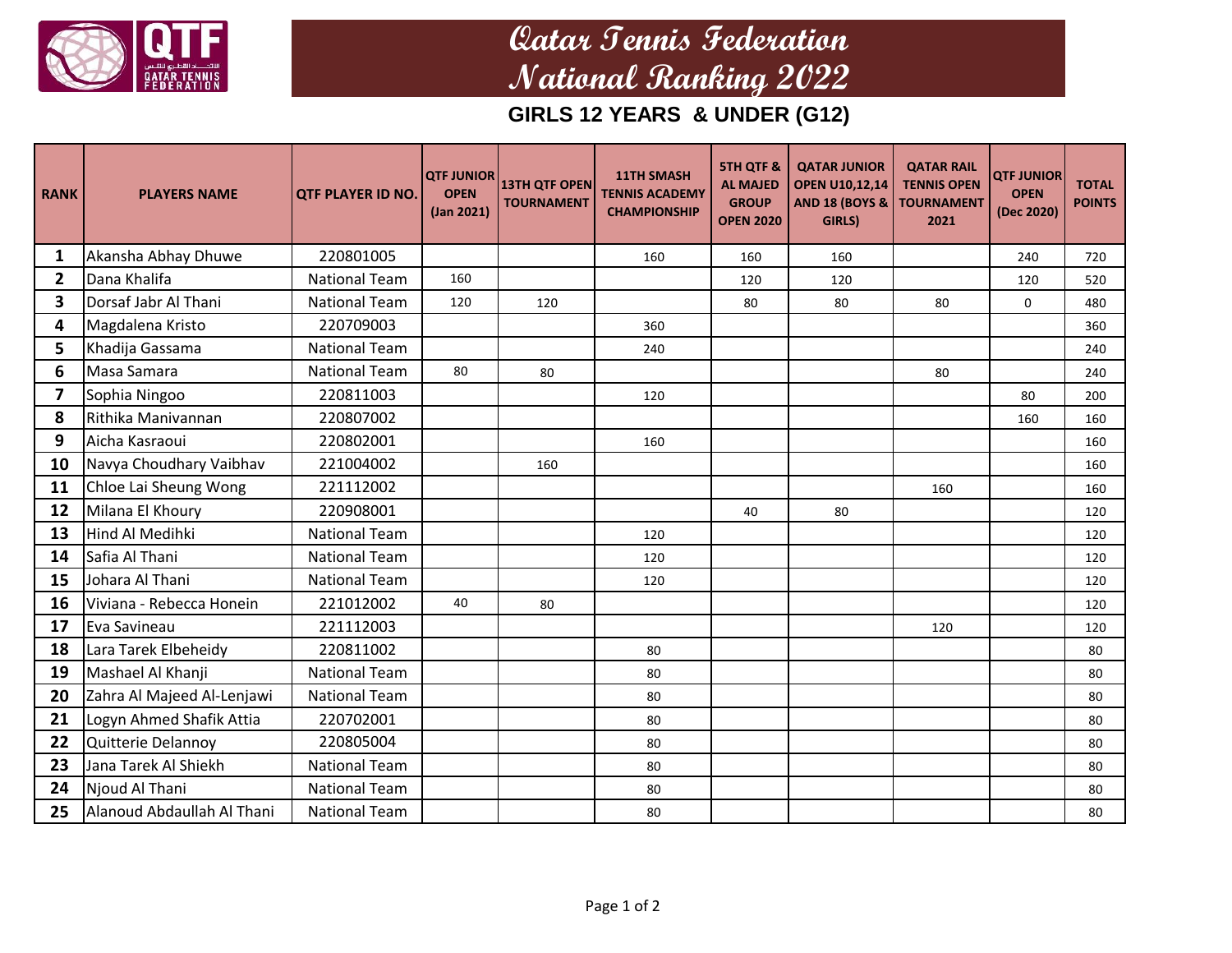# Qatar Tennis Federation
# National Ranking 2022

## GIRLS 12 YEARS & UNDER (G12)

| RANK | PLAYERS NAME | QTF PLAYER ID NO. | QTF JUNIOR OPEN (Jan 2021) | 13TH QTF OPEN TOURNAMENT | 11TH SMASH TENNIS ACADEMY CHAMPIONSHIP | 5TH QTF & AL MAJED GROUP OPEN 2020 | QATAR JUNIOR OPEN U10,12,14 AND 18 (BOYS & GIRLS) | QATAR RAIL TENNIS OPEN TOURNAMENT 2021 | QTF JUNIOR OPEN (Dec 2020) | TOTAL POINTS |
|---|---|---|---|---|---|---|---|---|---|---|
| 1 | Akansha Abhay Dhuwe | 220801005 | | | 160 | 160 | 160 | | 240 | 720 |
| 2 | Dana Khalifa | National Team | 160 | | | 120 | 120 | | 120 | 520 |
| 3 | Dorsaf Jabr Al Thani | National Team | 120 | 120 | | 80 | 80 | 80 | 0 | 480 |
| 4 | Magdalena Kristo | 220709003 | | | 360 | | | | | 360 |
| 5 | Khadija Gassama | National Team | | | 240 | | | | | 240 |
| 6 | Masa Samara | National Team | 80 | 80 | | | | 80 | | 240 |
| 7 | Sophia Ningoo | 220811003 | | | 120 | | | | 80 | 200 |
| 8 | Rithika Manivannan | 220807002 | | | | | | | 160 | 160 |
| 9 | Aicha Kasraoui | 220802001 | | | 160 | | | | | 160 |
| 10 | Navya Choudhary Vaibhav | 221004002 | | 160 | | | | | | 160 |
| 11 | Chloe Lai Sheung Wong | 221112002 | | | | | | 160 | | 160 |
| 12 | Milana El Khoury | 220908001 | | | | 40 | 80 | | | 120 |
| 13 | Hind Al Medihki | National Team | | | 120 | | | | | 120 |
| 14 | Safia Al Thani | National Team | | | 120 | | | | | 120 |
| 15 | Johara Al Thani | National Team | | | 120 | | | | | 120 |
| 16 | Viviana - Rebecca Honein | 221012002 | 40 | 80 | | | | | | 120 |
| 17 | Eva Savineau | 221112003 | | | | | | 120 | | 120 |
| 18 | Lara Tarek Elbeheidy | 220811002 | | | 80 | | | | | 80 |
| 19 | Mashael Al Khanji | National Team | | | 80 | | | | | 80 |
| 20 | Zahra Al Majeed Al-Lenjawi | National Team | | | 80 | | | | | 80 |
| 21 | Logyn Ahmed Shafik Attia | 220702001 | | | 80 | | | | | 80 |
| 22 | Quitterie Delannoy | 220805004 | | | 80 | | | | | 80 |
| 23 | Jana Tarek Al Shiekh | National Team | | | 80 | | | | | 80 |
| 24 | Njoud Al Thani | National Team | | | 80 | | | | | 80 |
| 25 | Alanoud Abdaullah Al Thani | National Team | | | 80 | | | | | 80 |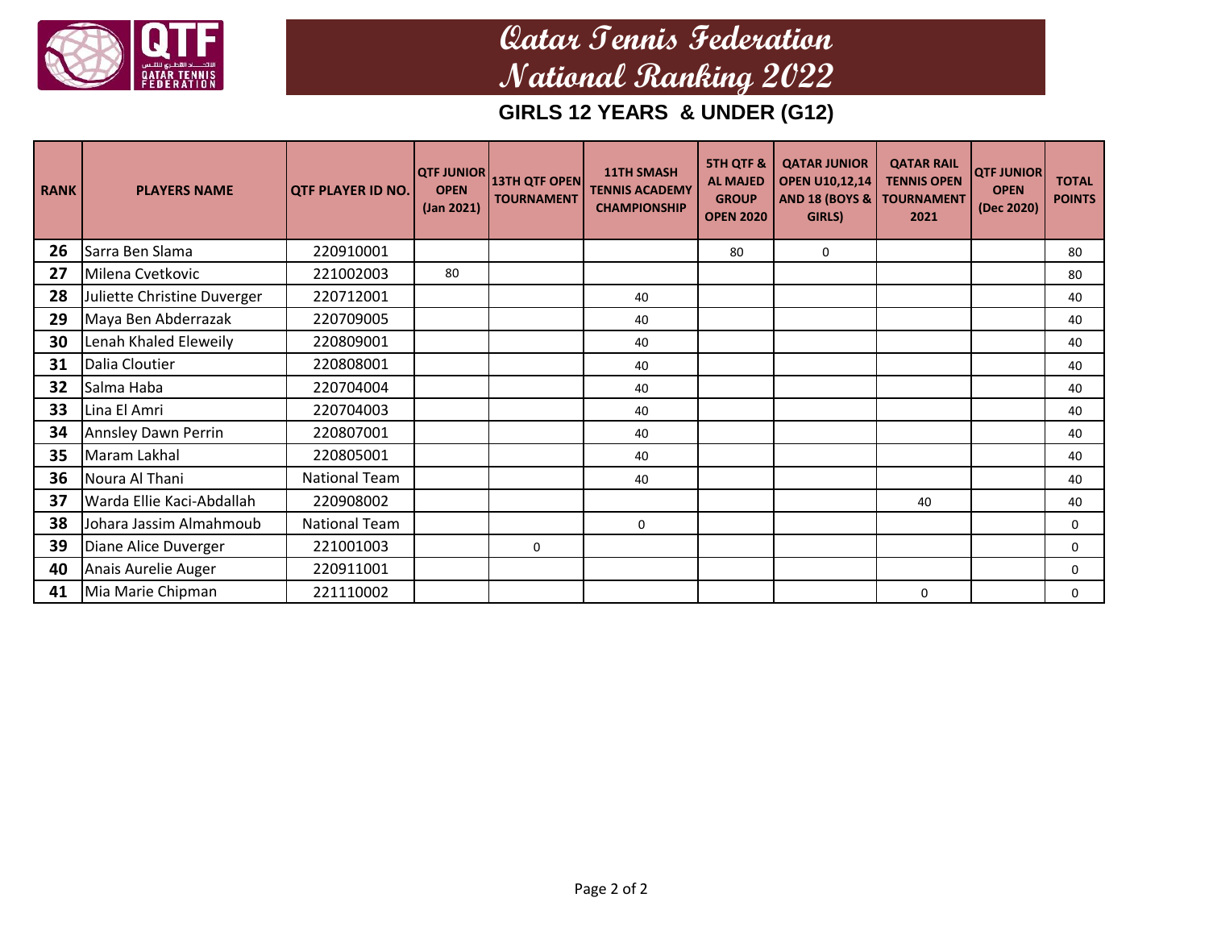# Qatar Tennis Federation
# National Ranking 2022

## GIRLS 12 YEARS & UNDER (G12)

| RANK | PLAYERS NAME | QTF PLAYER ID NO. | QTF JUNIOR OPEN (Jan 2021) | 13TH QTF OPEN TOURNAMENT | 11TH SMASH TENNIS ACADEMY CHAMPIONSHIP | 5TH QTF & AL MAJED GROUP OPEN 2020 | QATAR JUNIOR OPEN U10,12,14 AND 18 (BOYS & GIRLS) | QATAR RAIL TENNIS OPEN TOURNAMENT 2021 | QTF JUNIOR OPEN (Dec 2020) | TOTAL POINTS |
|---|---|---|---|---|---|---|---|---|---|---|
| 26 | Sarra Ben Slama | 220910001 | | | | 80 | 0 | | | 80 |
| 27 | Milena Cvetkovic | 221002003 | 80 | | | | | | | 80 |
| 28 | Juliette Christine Duverger | 220712001 | | | 40 | | | | | 40 |
| 29 | Maya Ben Abderrazak | 220709005 | | | 40 | | | | | 40 |
| 30 | Lenah Khaled Eleweily | 220809001 | | | 40 | | | | | 40 |
| 31 | Dalia Cloutier | 220808001 | | | 40 | | | | | 40 |
| 32 | Salma Haba | 220704004 | | | 40 | | | | | 40 |
| 33 | Lina El Amri | 220704003 | | | 40 | | | | | 40 |
| 34 | Annsley Dawn Perrin | 220807001 | | | 40 | | | | | 40 |
| 35 | Maram Lakhal | 220805001 | | | 40 | | | | | 40 |
| 36 | Noura Al Thani | National Team | | | 40 | | | | | 40 |
| 37 | Warda Ellie Kaci-Abdallah | 220908002 | | | | | | 40 | | 40 |
| 38 | Johara Jassim Almahmoub | National Team | | | 0 | | | | | 0 |
| 39 | Diane Alice Duverger | 221001003 | | 0 | | | | | | 0 |
| 40 | Anais Aurelie Auger | 220911001 | | | | | | | | 0 |
| 41 | Mia Marie Chipman | 221110002 | | | | | | 0 | | 0 |